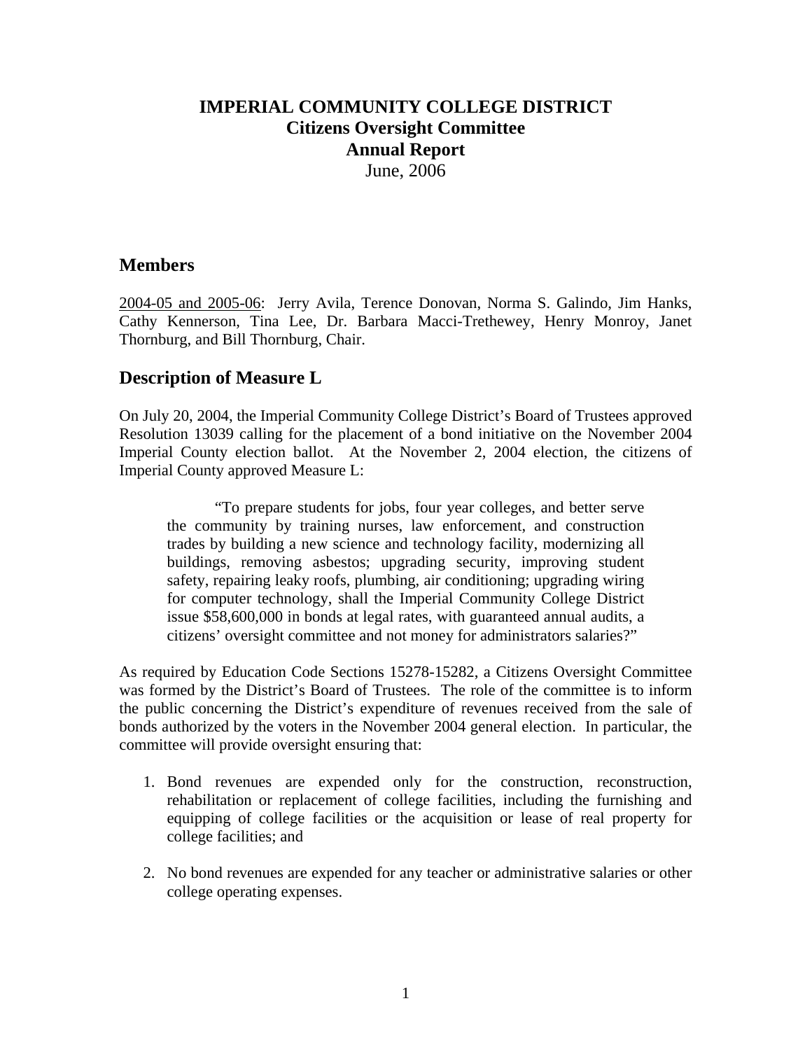# IMPERIAL COMMUNITY COLLEGE DISTRICT
## Citizens Oversight Committee
## Annual Report
June, 2006

## Members

2004-05 and 2005-06: Jerry Avila, Terence Donovan, Norma S. Galindo, Jim Hanks, Cathy Kennerson, Tina Lee, Dr. Barbara Macci-Trethewey, Henry Monroy, Janet Thornburg, and Bill Thornburg, Chair.

## Description of Measure L

On July 20, 2004, the Imperial Community College District's Board of Trustees approved Resolution 13039 calling for the placement of a bond initiative on the November 2004 Imperial County election ballot. At the November 2, 2004 election, the citizens of Imperial County approved Measure L:

> "To prepare students for jobs, four year colleges, and better serve the community by training nurses, law enforcement, and construction trades by building a new science and technology facility, modernizing all buildings, removing asbestos; upgrading security, improving student safety, repairing leaky roofs, plumbing, air conditioning; upgrading wiring for computer technology, shall the Imperial Community College District issue $58,600,000 in bonds at legal rates, with guaranteed annual audits, a citizens' oversight committee and not money for administrators salaries?"

As required by Education Code Sections 15278-15282, a Citizens Oversight Committee was formed by the District's Board of Trustees. The role of the committee is to inform the public concerning the District's expenditure of revenues received from the sale of bonds authorized by the voters in the November 2004 general election. In particular, the committee will provide oversight ensuring that:

1. Bond revenues are expended only for the construction, reconstruction, rehabilitation or replacement of college facilities, including the furnishing and equipping of college facilities or the acquisition or lease of real property for college facilities; and

2. No bond revenues are expended for any teacher or administrative salaries or other college operating expenses.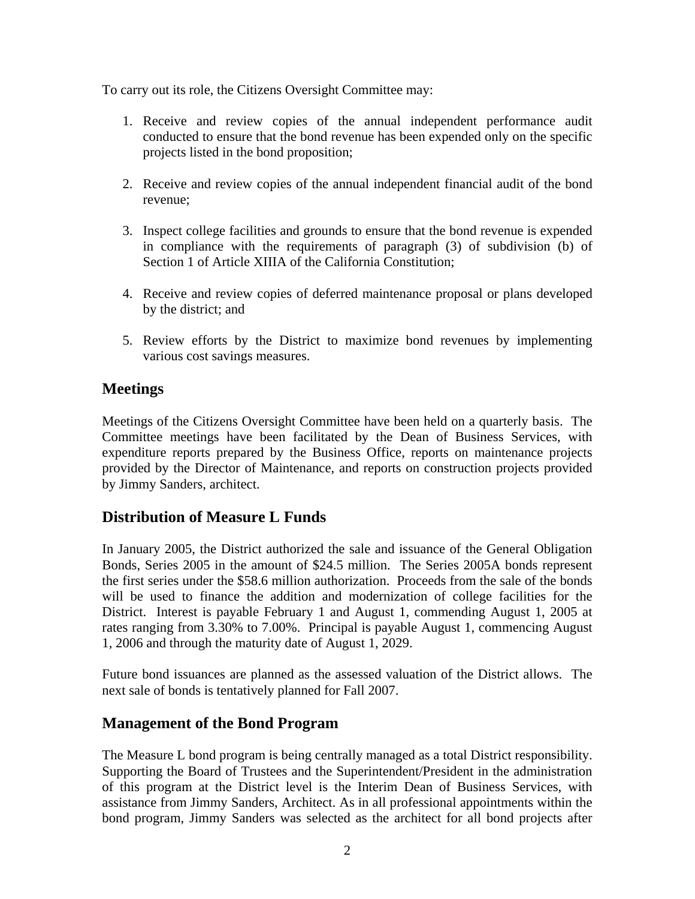To carry out its role, the Citizens Oversight Committee may:

1. Receive and review copies of the annual independent performance audit conducted to ensure that the bond revenue has been expended only on the specific projects listed in the bond proposition;

2. Receive and review copies of the annual independent financial audit of the bond revenue;

3. Inspect college facilities and grounds to ensure that the bond revenue is expended in compliance with the requirements of paragraph (3) of subdivision (b) of Section 1 of Article XIIIA of the California Constitution;

4. Receive and review copies of deferred maintenance proposal or plans developed by the district; and

5. Review efforts by the District to maximize bond revenues by implementing various cost savings measures.

## Meetings

Meetings of the Citizens Oversight Committee have been held on a quarterly basis. The Committee meetings have been facilitated by the Dean of Business Services, with expenditure reports prepared by the Business Office, reports on maintenance projects provided by the Director of Maintenance, and reports on construction projects provided by Jimmy Sanders, architect.

## Distribution of Measure L Funds

In January 2005, the District authorized the sale and issuance of the General Obligation Bonds, Series 2005 in the amount of $24.5 million. The Series 2005A bonds represent the first series under the $58.6 million authorization. Proceeds from the sale of the bonds will be used to finance the addition and modernization of college facilities for the District. Interest is payable February 1 and August 1, commending August 1, 2005 at rates ranging from 3.30% to 7.00%. Principal is payable August 1, commencing August 1, 2006 and through the maturity date of August 1, 2029.

Future bond issuances are planned as the assessed valuation of the District allows. The next sale of bonds is tentatively planned for Fall 2007.

## Management of the Bond Program

The Measure L bond program is being centrally managed as a total District responsibility. Supporting the Board of Trustees and the Superintendent/President in the administration of this program at the District level is the Interim Dean of Business Services, with assistance from Jimmy Sanders, Architect. As in all professional appointments within the bond program, Jimmy Sanders was selected as the architect for all bond projects after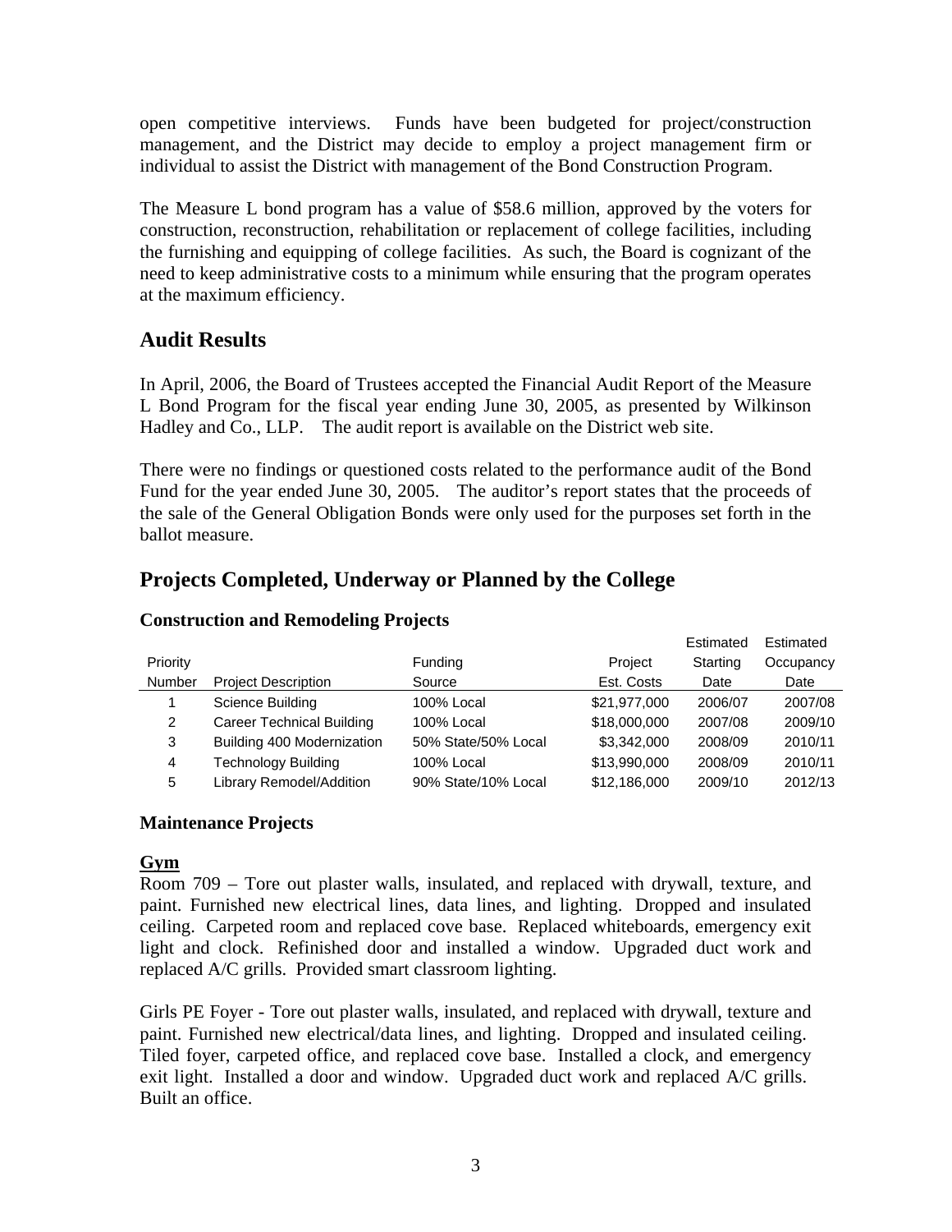open competitive interviews. Funds have been budgeted for project/construction management, and the District may decide to employ a project management firm or individual to assist the District with management of the Bond Construction Program.

The Measure L bond program has a value of $58.6 million, approved by the voters for construction, reconstruction, rehabilitation or replacement of college facilities, including the furnishing and equipping of college facilities. As such, the Board is cognizant of the need to keep administrative costs to a minimum while ensuring that the program operates at the maximum efficiency.

## Audit Results

In April, 2006, the Board of Trustees accepted the Financial Audit Report of the Measure L Bond Program for the fiscal year ending June 30, 2005, as presented by Wilkinson Hadley and Co., LLP. The audit report is available on the District web site.

There were no findings or questioned costs related to the performance audit of the Bond Fund for the year ended June 30, 2005. The auditor's report states that the proceeds of the sale of the General Obligation Bonds were only used for the purposes set forth in the ballot measure.

## Projects Completed, Underway or Planned by the College

### Construction and Remodeling Projects

| Priority Number | Project Description | Funding Source | Project Est. Costs | Estimated Starting Date | Estimated Occupancy Date |
|---|---|---|---|---|---|
| 1 | Science Building | 100% Local | $21,977,000 | 2006/07 | 2007/08 |
| 2 | Career Technical Building | 100% Local | $18,000,000 | 2007/08 | 2009/10 |
| 3 | Building 400 Modernization | 50% State/50% Local | $3,342,000 | 2008/09 | 2010/11 |
| 4 | Technology Building | 100% Local | $13,990,000 | 2008/09 | 2010/11 |
| 5 | Library Remodel/Addition | 90% State/10% Local | $12,186,000 | 2009/10 | 2012/13 |

### Maintenance Projects

**Gym**

Room 709 – Tore out plaster walls, insulated, and replaced with drywall, texture, and paint. Furnished new electrical lines, data lines, and lighting. Dropped and insulated ceiling. Carpeted room and replaced cove base. Replaced whiteboards, emergency exit light and clock. Refinished door and installed a window. Upgraded duct work and replaced A/C grills. Provided smart classroom lighting.

Girls PE Foyer - Tore out plaster walls, insulated, and replaced with drywall, texture and paint. Furnished new electrical/data lines, and lighting. Dropped and insulated ceiling. Tiled foyer, carpeted office, and replaced cove base. Installed a clock, and emergency exit light. Installed a door and window. Upgraded duct work and replaced A/C grills. Built an office.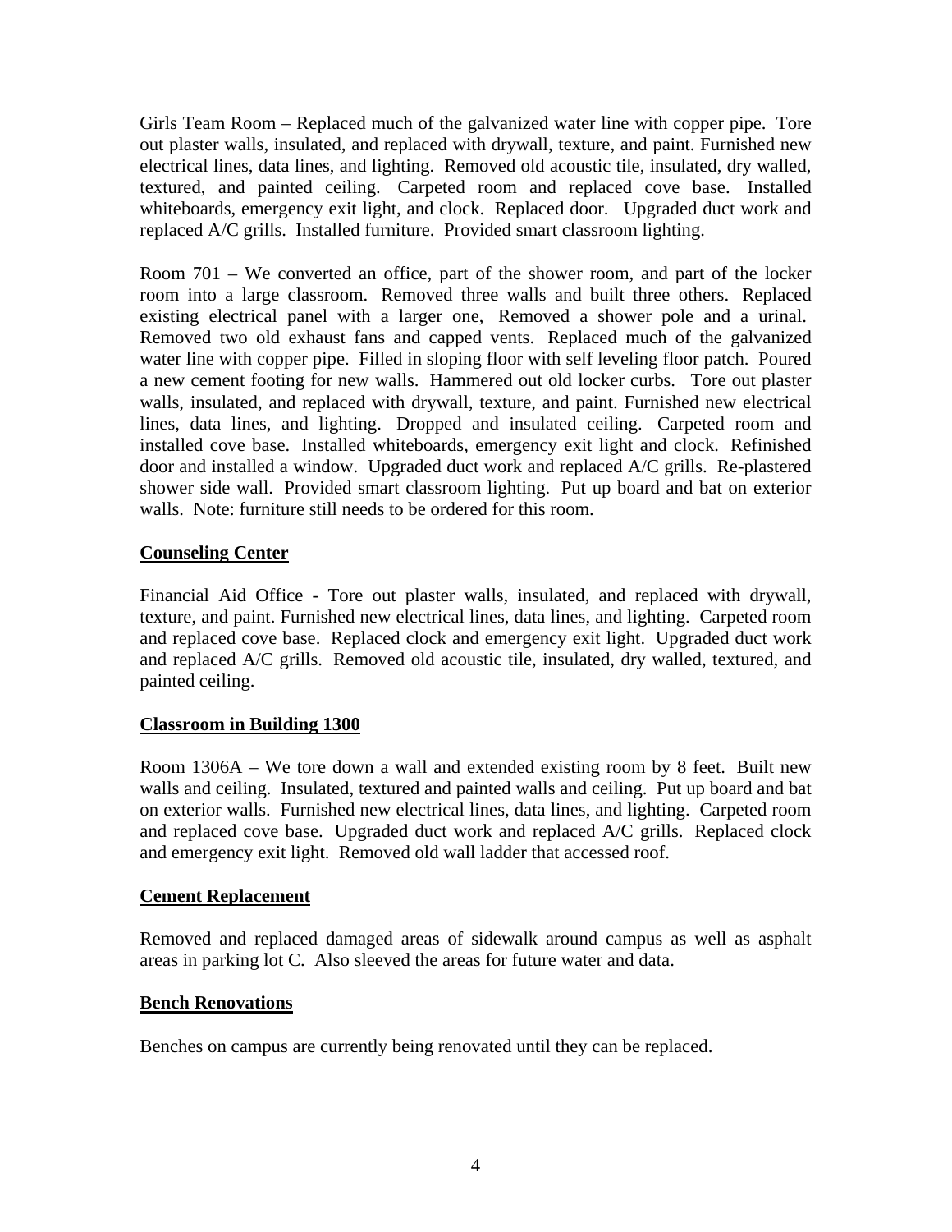Girls Team Room – Replaced much of the galvanized water line with copper pipe. Tore out plaster walls, insulated, and replaced with drywall, texture, and paint. Furnished new electrical lines, data lines, and lighting. Removed old acoustic tile, insulated, dry walled, textured, and painted ceiling. Carpeted room and replaced cove base. Installed whiteboards, emergency exit light, and clock. Replaced door. Upgraded duct work and replaced A/C grills. Installed furniture. Provided smart classroom lighting.

Room 701 – We converted an office, part of the shower room, and part of the locker room into a large classroom. Removed three walls and built three others. Replaced existing electrical panel with a larger one, Removed a shower pole and a urinal. Removed two old exhaust fans and capped vents. Replaced much of the galvanized water line with copper pipe. Filled in sloping floor with self leveling floor patch. Poured a new cement footing for new walls. Hammered out old locker curbs. Tore out plaster walls, insulated, and replaced with drywall, texture, and paint. Furnished new electrical lines, data lines, and lighting. Dropped and insulated ceiling. Carpeted room and installed cove base. Installed whiteboards, emergency exit light and clock. Refinished door and installed a window. Upgraded duct work and replaced A/C grills. Re-plastered shower side wall. Provided smart classroom lighting. Put up board and bat on exterior walls. Note: furniture still needs to be ordered for this room.

## Counseling Center

Financial Aid Office - Tore out plaster walls, insulated, and replaced with drywall, texture, and paint. Furnished new electrical lines, data lines, and lighting. Carpeted room and replaced cove base. Replaced clock and emergency exit light. Upgraded duct work and replaced A/C grills. Removed old acoustic tile, insulated, dry walled, textured, and painted ceiling.

## Classroom in Building 1300

Room 1306A – We tore down a wall and extended existing room by 8 feet. Built new walls and ceiling. Insulated, textured and painted walls and ceiling. Put up board and bat on exterior walls. Furnished new electrical lines, data lines, and lighting. Carpeted room and replaced cove base. Upgraded duct work and replaced A/C grills. Replaced clock and emergency exit light. Removed old wall ladder that accessed roof.

## Cement Replacement

Removed and replaced damaged areas of sidewalk around campus as well as asphalt areas in parking lot C. Also sleeved the areas for future water and data.

## Bench Renovations

Benches on campus are currently being renovated until they can be replaced.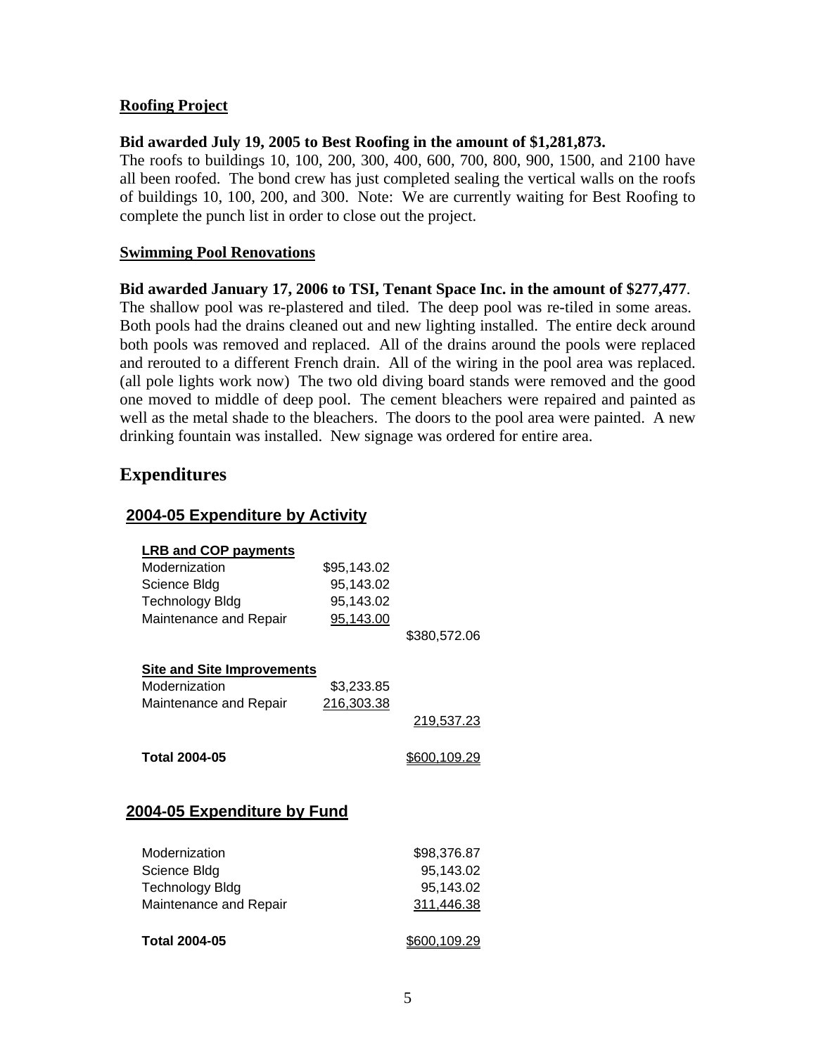**Roofing Project**

**Bid awarded July 19, 2005 to Best Roofing in the amount of $1,281,873.**
The roofs to buildings 10, 100, 200, 300, 400, 600, 700, 800, 900, 1500, and 2100 have all been roofed. The bond crew has just completed sealing the vertical walls on the roofs of buildings 10, 100, 200, and 300. Note: We are currently waiting for Best Roofing to complete the punch list in order to close out the project.

**Swimming Pool Renovations**

**Bid awarded January 17, 2006 to TSI, Tenant Space Inc. in the amount of $277,477**.
The shallow pool was re-plastered and tiled. The deep pool was re-tiled in some areas. Both pools had the drains cleaned out and new lighting installed. The entire deck around both pools was removed and replaced. All of the drains around the pools were replaced and rerouted to a different French drain. All of the wiring in the pool area was replaced. (all pole lights work now) The two old diving board stands were removed and the good one moved to middle of deep pool. The cement bleachers were repaired and painted as well as the metal shade to the bleachers. The doors to the pool area were painted. A new drinking fountain was installed. New signage was ordered for entire area.

## Expenditures

### 2004-05 Expenditure by Activity

| | | |
|---|---|---|
| **LRB and COP payments** | | |
| Modernization | $95,143.02 | |
| Science Bldg | 95,143.02 | |
| Technology Bldg | 95,143.02 | |
| Maintenance and Repair | 95,143.00 | |
| | | $380,572.06 |
| **Site and Site Improvements** | | |
| Modernization | $3,233.85 | |
| Maintenance and Repair | 216,303.38 | |
| | | 219,537.23 |
| **Total 2004-05** | | $600,109.29 |

### 2004-05 Expenditure by Fund

| | |
|---|---|
| Modernization | $98,376.87 |
| Science Bldg | 95,143.02 |
| Technology Bldg | 95,143.02 |
| Maintenance and Repair | 311,446.38 |
| **Total 2004-05** | $600,109.29 |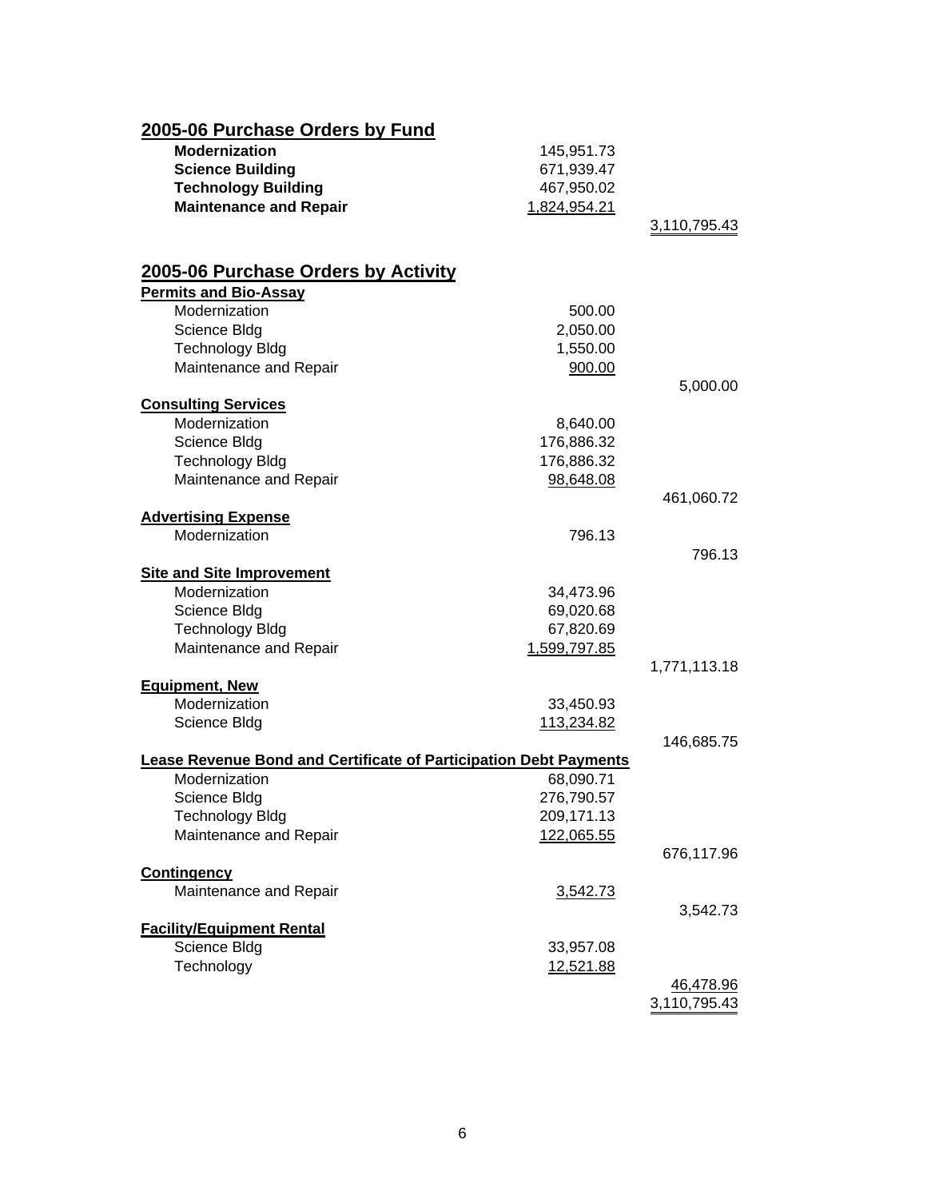## 2005-06 Purchase Orders by Fund

| | | |
|---|---|---|
| **Modernization** | 145,951.73 | |
| **Science Building** | 671,939.47 | |
| **Technology Building** | 467,950.02 | |
| **Maintenance and Repair** | 1,824,954.21 | |
| | | 3,110,795.43 |

## 2005-06 Purchase Orders by Activity

| | | |
|---|---|---|
| **Permits and Bio-Assay** | | |
| Modernization | 500.00 | |
| Science Bldg | 2,050.00 | |
| Technology Bldg | 1,550.00 | |
| Maintenance and Repair | 900.00 | |
| | | 5,000.00 |
| **Consulting Services** | | |
| Modernization | 8,640.00 | |
| Science Bldg | 176,886.32 | |
| Technology Bldg | 176,886.32 | |
| Maintenance and Repair | 98,648.08 | |
| | | 461,060.72 |
| **Advertising Expense** | | |
| Modernization | 796.13 | |
| | | 796.13 |
| **Site and Site Improvement** | | |
| Modernization | 34,473.96 | |
| Science Bldg | 69,020.68 | |
| Technology Bldg | 67,820.69 | |
| Maintenance and Repair | 1,599,797.85 | |
| | | 1,771,113.18 |
| **Equipment, New** | | |
| Modernization | 33,450.93 | |
| Science Bldg | 113,234.82 | |
| | | 146,685.75 |
| **Lease Revenue Bond and Certificate of Participation Debt Payments** | | |
| Modernization | 68,090.71 | |
| Science Bldg | 276,790.57 | |
| Technology Bldg | 209,171.13 | |
| Maintenance and Repair | 122,065.55 | |
| | | 676,117.96 |
| **Contingency** | | |
| Maintenance and Repair | 3,542.73 | |
| | | 3,542.73 |
| **Facility/Equipment Rental** | | |
| Science Bldg | 33,957.08 | |
| Technology | 12,521.88 | |
| | | 46,478.96 |
| | | 3,110,795.43 |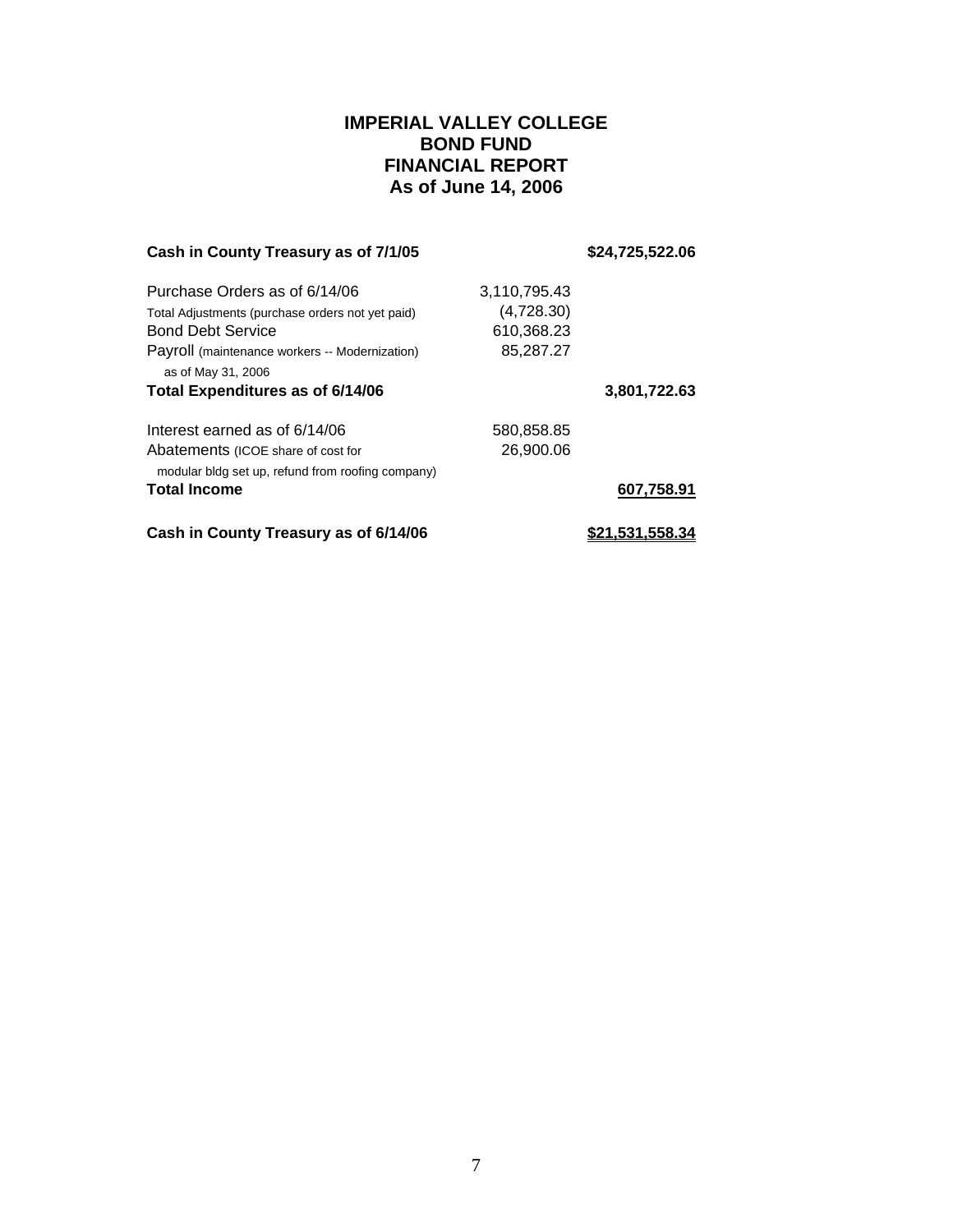# IMPERIAL VALLEY COLLEGE
# BOND FUND
# FINANCIAL REPORT
# As of June 14, 2006

| | | |
|---|---|---|
| **Cash in County Treasury as of 7/1/05** | | **$24,725,522.06** |
| Purchase Orders as of 6/14/06 | 3,110,795.43 | |
| Total Adjustments (purchase orders not yet paid) | (4,728.30) | |
| Bond Debt Service | 610,368.23 | |
| Payroll (maintenance workers -- Modernization) as of May 31, 2006 | 85,287.27 | |
| **Total Expenditures as of 6/14/06** | | **3,801,722.63** |
| Interest earned as of 6/14/06 | 580,858.85 | |
| Abatements (ICOE share of cost for modular bldg set up, refund from roofing company) | 26,900.06 | |
| **Total Income** | | **607,758.91** |
| **Cash in County Treasury as of 6/14/06** | | **$21,531,558.34** |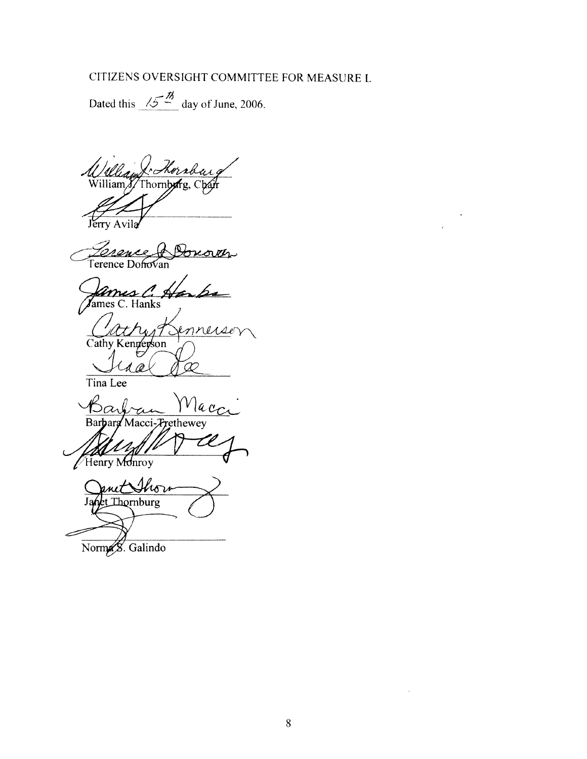CITIZENS OVERSIGHT COMMITTEE FOR MEASURE L

Dated this 15th day of June, 2006.

William J. Thornburg, Chair

Jerry Avila

Terence Donovan

James C. Hanks

Cathy Kennerson

Tina Lee

Barbara Macci-Trethewey

Henry Monroy

Janet Thornburg

Norma S. Galindo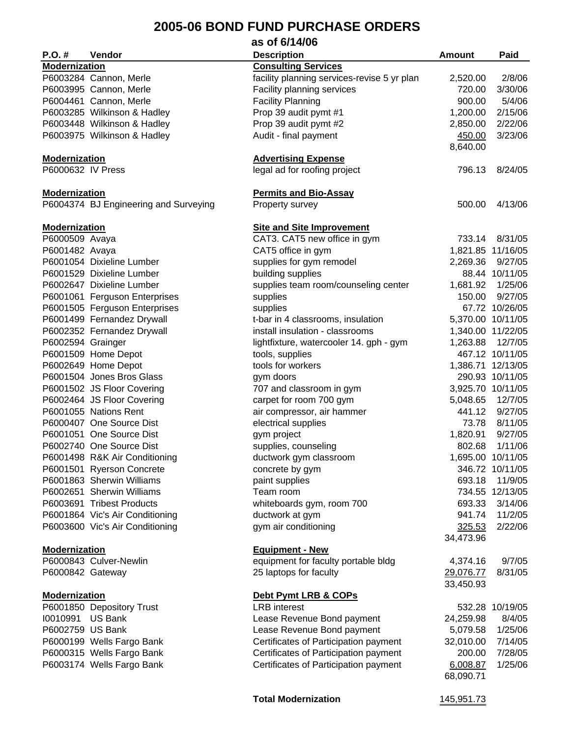# 2005-06 BOND FUND PURCHASE ORDERS

## as of 6/14/06

| P.O. # | Vendor | Description | Amount | Paid |
|---|---|---|---|---|
| **Modernization** | | **Consulting Services** | | |
| P6003284 | Cannon, Merle | facility planning services-revise 5 yr plan | 2,520.00 | 2/8/06 |
| P6003995 | Cannon, Merle | Facility planning services | 720.00 | 3/30/06 |
| P6004461 | Cannon, Merle | Facility Planning | 900.00 | 5/4/06 |
| P6003285 | Wilkinson & Hadley | Prop 39 audit pymt #1 | 1,200.00 | 2/15/06 |
| P6003448 | Wilkinson & Hadley | Prop 39 audit pymt #2 | 2,850.00 | 2/22/06 |
| P6003975 | Wilkinson & Hadley | Audit - final payment | 450.00 | 3/23/06 |
| | | | 8,640.00 | |
| **Modernization** | | **Advertising Expense** | | |
| P6000632 | IV Press | legal ad for roofing project | 796.13 | 8/24/05 |
| **Modernization** | | **Permits and Bio-Assay** | | |
| P6004374 | BJ Engineering and Surveying | Property survey | 500.00 | 4/13/06 |
| **Modernization** | | **Site and Site Improvement** | | |
| P6000509 | Avaya | CAT3. CAT5 new office in gym | 733.14 | 8/31/05 |
| P6001482 | Avaya | CAT5 office in gym | 1,821.85 | 11/16/05 |
| P6001054 | Dixieline Lumber | supplies for gym remodel | 2,269.36 | 9/27/05 |
| P6001529 | Dixieline Lumber | building supplies | 88.44 | 10/11/05 |
| P6002647 | Dixieline Lumber | supplies team room/counseling center | 1,681.92 | 1/25/06 |
| P6001061 | Ferguson Enterprises | supplies | 150.00 | 9/27/05 |
| P6001505 | Ferguson Enterprises | supplies | 67.72 | 10/26/05 |
| P6001499 | Fernandez Drywall | t-bar in 4 classrooms, insulation | 5,370.00 | 10/11/05 |
| P6002352 | Fernandez Drywall | install insulation - classrooms | 1,340.00 | 11/22/05 |
| P6002594 | Grainger | lightfixture, watercooler 14. gph - gym | 1,263.88 | 12/7/05 |
| P6001509 | Home Depot | tools, supplies | 467.12 | 10/11/05 |
| P6002649 | Home Depot | tools for workers | 1,386.71 | 12/13/05 |
| P6001504 | Jones Bros Glass | gym doors | 290.93 | 10/11/05 |
| P6001502 | JS Floor Covering | 707 and classroom in gym | 3,925.70 | 10/11/05 |
| P6002464 | JS Floor Covering | carpet for room 700 gym | 5,048.65 | 12/7/05 |
| P6001055 | Nations Rent | air compressor, air hammer | 441.12 | 9/27/05 |
| P6000407 | One Source Dist | electrical supplies | 73.78 | 8/11/05 |
| P6001051 | One Source Dist | gym project | 1,820.91 | 9/27/05 |
| P6002740 | One Source Dist | supplies, counseling | 802.68 | 1/11/06 |
| P6001498 | R&K Air Conditioning | ductwork gym classroom | 1,695.00 | 10/11/05 |
| P6001501 | Ryerson Concrete | concrete by gym | 346.72 | 10/11/05 |
| P6001863 | Sherwin Williams | paint supplies | 693.18 | 11/9/05 |
| P6002651 | Sherwin Williams | Team room | 734.55 | 12/13/05 |
| P6003691 | Tribest Products | whiteboards gym, room 700 | 693.33 | 3/14/06 |
| P6001864 | Vic's Air Conditioning | ductwork at gym | 941.74 | 11/2/05 |
| P6003600 | Vic's Air Conditioning | gym air conditioning | 325.53 | 2/22/06 |
| | | | 34,473.96 | |
| **Modernization** | | **Equipment - New** | | |
| P6000843 | Culver-Newlin | equipment for faculty portable bldg | 4,374.16 | 9/7/05 |
| P6000842 | Gateway | 25 laptops for faculty | 29,076.77 | 8/31/05 |
| | | | 33,450.93 | |
| **Modernization** | | **Debt Pymt LRB & COPs** | | |
| P6001850 | Depository Trust | LRB interest | 532.28 | 10/19/05 |
| I0010991 | US Bank | Lease Revenue Bond payment | 24,259.98 | 8/4/05 |
| P6002759 | US Bank | Lease Revenue Bond payment | 5,079.58 | 1/25/06 |
| P6000199 | Wells Fargo Bank | Certificates of Participation payment | 32,010.00 | 7/14/05 |
| P6000315 | Wells Fargo Bank | Certificates of Participation payment | 200.00 | 7/28/05 |
| P6003174 | Wells Fargo Bank | Certificates of Participation payment | 6,008.87 | 1/25/06 |
| | | | 68,090.71 | |
| | | **Total Modernization** | 145,951.73 | |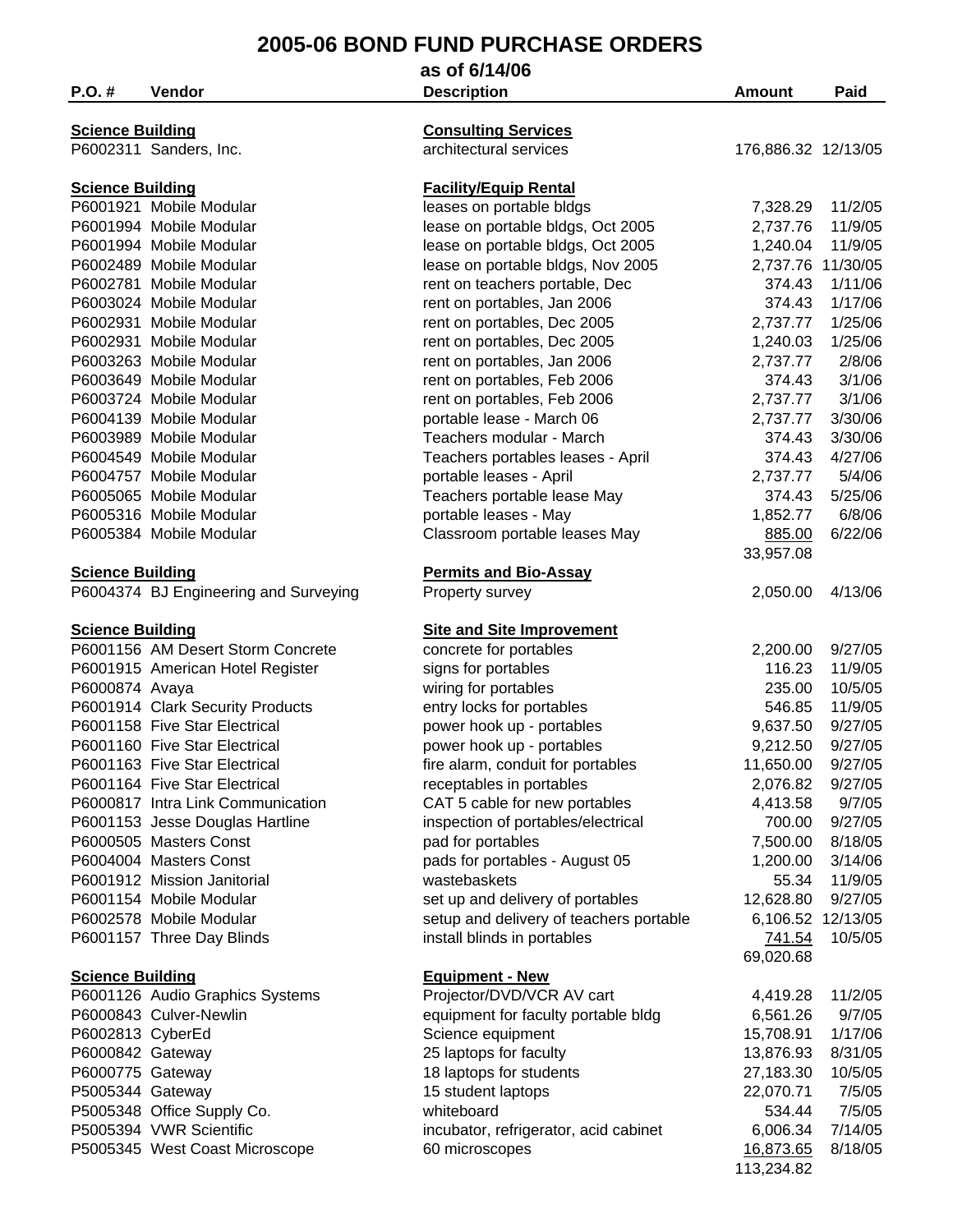# 2005-06 BOND FUND PURCHASE ORDERS

## as of 6/14/06

| P.O. # | Vendor | Description | Amount | Paid |
|---|---|---|---|---|
| **Science Building** | | **Consulting Services** | | |
| P6002311 | Sanders, Inc. | architectural services | 176,886.32 | 12/13/05 |
| **Science Building** | | **Facility/Equip Rental** | | |
| P6001921 | Mobile Modular | leases on portable bldgs | 7,328.29 | 11/2/05 |
| P6001994 | Mobile Modular | lease on portable bldgs, Oct 2005 | 2,737.76 | 11/9/05 |
| P6001994 | Mobile Modular | lease on portable bldgs, Oct 2005 | 1,240.04 | 11/9/05 |
| P6002489 | Mobile Modular | lease on portable bldgs, Nov 2005 | 2,737.76 | 11/30/05 |
| P6002781 | Mobile Modular | rent on teachers portable, Dec | 374.43 | 1/11/06 |
| P6003024 | Mobile Modular | rent on portables, Jan 2006 | 374.43 | 1/17/06 |
| P6002931 | Mobile Modular | rent on portables, Dec 2005 | 2,737.77 | 1/25/06 |
| P6002931 | Mobile Modular | rent on portables, Dec 2005 | 1,240.03 | 1/25/06 |
| P6003263 | Mobile Modular | rent on portables, Jan 2006 | 2,737.77 | 2/8/06 |
| P6003649 | Mobile Modular | rent on portables, Feb 2006 | 374.43 | 3/1/06 |
| P6003724 | Mobile Modular | rent on portables, Feb 2006 | 2,737.77 | 3/1/06 |
| P6004139 | Mobile Modular | portable lease - March 06 | 2,737.77 | 3/30/06 |
| P6003989 | Mobile Modular | Teachers modular - March | 374.43 | 3/30/06 |
| P6004549 | Mobile Modular | Teachers portables leases - April | 374.43 | 4/27/06 |
| P6004757 | Mobile Modular | portable leases - April | 2,737.77 | 5/4/06 |
| P6005065 | Mobile Modular | Teachers portable lease May | 374.43 | 5/25/06 |
| P6005316 | Mobile Modular | portable leases - May | 1,852.77 | 6/8/06 |
| P6005384 | Mobile Modular | Classroom portable leases May | 885.00 | 6/22/06 |
| | | | 33,957.08 | |
| **Science Building** | | **Permits and Bio-Assay** | | |
| P6004374 | BJ Engineering and Surveying | Property survey | 2,050.00 | 4/13/06 |
| **Science Building** | | **Site and Site Improvement** | | |
| P6001156 | AM Desert Storm Concrete | concrete for portables | 2,200.00 | 9/27/05 |
| P6001915 | American Hotel Register | signs for portables | 116.23 | 11/9/05 |
| P6000874 | Avaya | wiring for portables | 235.00 | 10/5/05 |
| P6001914 | Clark Security Products | entry locks for portables | 546.85 | 11/9/05 |
| P6001158 | Five Star Electrical | power hook up - portables | 9,637.50 | 9/27/05 |
| P6001160 | Five Star Electrical | power hook up - portables | 9,212.50 | 9/27/05 |
| P6001163 | Five Star Electrical | fire alarm, conduit for portables | 11,650.00 | 9/27/05 |
| P6001164 | Five Star Electrical | receptables in portables | 2,076.82 | 9/27/05 |
| P6000817 | Intra Link Communication | CAT 5 cable for new portables | 4,413.58 | 9/7/05 |
| P6001153 | Jesse Douglas Hartline | inspection of portables/electrical | 700.00 | 9/27/05 |
| P6000505 | Masters Const | pad for portables | 7,500.00 | 8/18/05 |
| P6004004 | Masters Const | pads for portables - August 05 | 1,200.00 | 3/14/06 |
| P6001912 | Mission Janitorial | wastebaskets | 55.34 | 11/9/05 |
| P6001154 | Mobile Modular | set up and delivery of portables | 12,628.80 | 9/27/05 |
| P6002578 | Mobile Modular | setup and delivery of teachers portable | 6,106.52 | 12/13/05 |
| P6001157 | Three Day Blinds | install blinds in portables | 741.54 | 10/5/05 |
| | | | 69,020.68 | |
| **Science Building** | | **Equipment - New** | | |
| P6001126 | Audio Graphics Systems | Projector/DVD/VCR AV cart | 4,419.28 | 11/2/05 |
| P6000843 | Culver-Newlin | equipment for faculty portable bldg | 6,561.26 | 9/7/05 |
| P6002813 | CyberEd | Science equipment | 15,708.91 | 1/17/06 |
| P6000842 | Gateway | 25 laptops for faculty | 13,876.93 | 8/31/05 |
| P6000775 | Gateway | 18 laptops for students | 27,183.30 | 10/5/05 |
| P5005344 | Gateway | 15 student laptops | 22,070.71 | 7/5/05 |
| P5005348 | Office Supply Co. | whiteboard | 534.44 | 7/5/05 |
| P5005394 | VWR Scientific | incubator, refrigerator, acid cabinet | 6,006.34 | 7/14/05 |
| P5005345 | West Coast Microscope | 60 microscopes | 16,873.65 | 8/18/05 |
| | | | 113,234.82 | |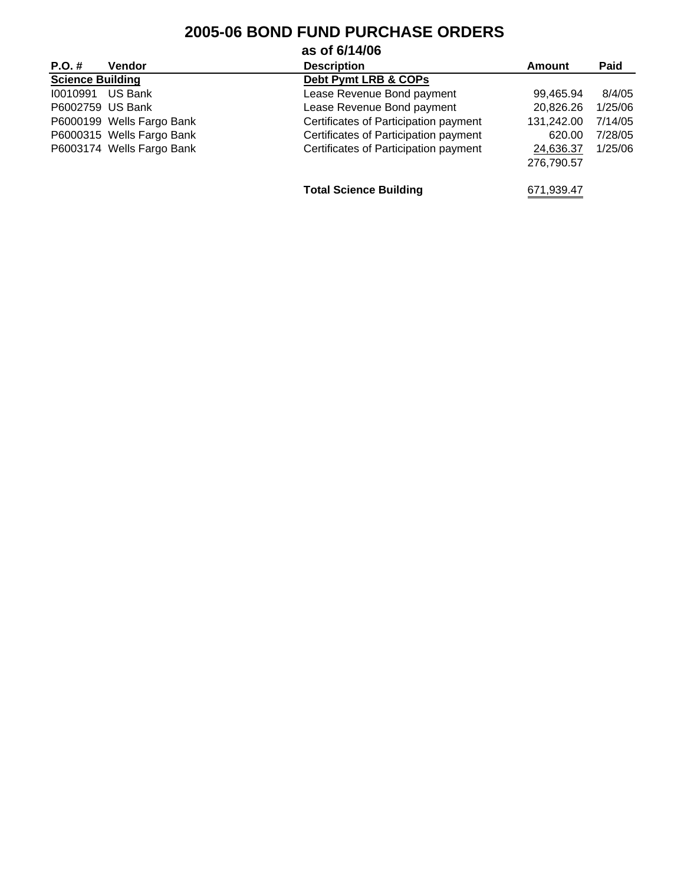# 2005-06 BOND FUND PURCHASE ORDERS

## as of 6/14/06

| P.O. # | Vendor | Description | Amount | Paid |
|---|---|---|---|---|
| **Science Building** | | **Debt Pymt LRB & COPs** | | |
| I0010991 | US Bank | Lease Revenue Bond payment | 99,465.94 | 8/4/05 |
| P6002759 | US Bank | Lease Revenue Bond payment | 20,826.26 | 1/25/06 |
| P6000199 | Wells Fargo Bank | Certificates of Participation payment | 131,242.00 | 7/14/05 |
| P6000315 | Wells Fargo Bank | Certificates of Participation payment | 620.00 | 7/28/05 |
| P6003174 | Wells Fargo Bank | Certificates of Participation payment | 24,636.37 | 1/25/06 |
| | | | 276,790.57 | |
| | | **Total Science Building** | 671,939.47 | |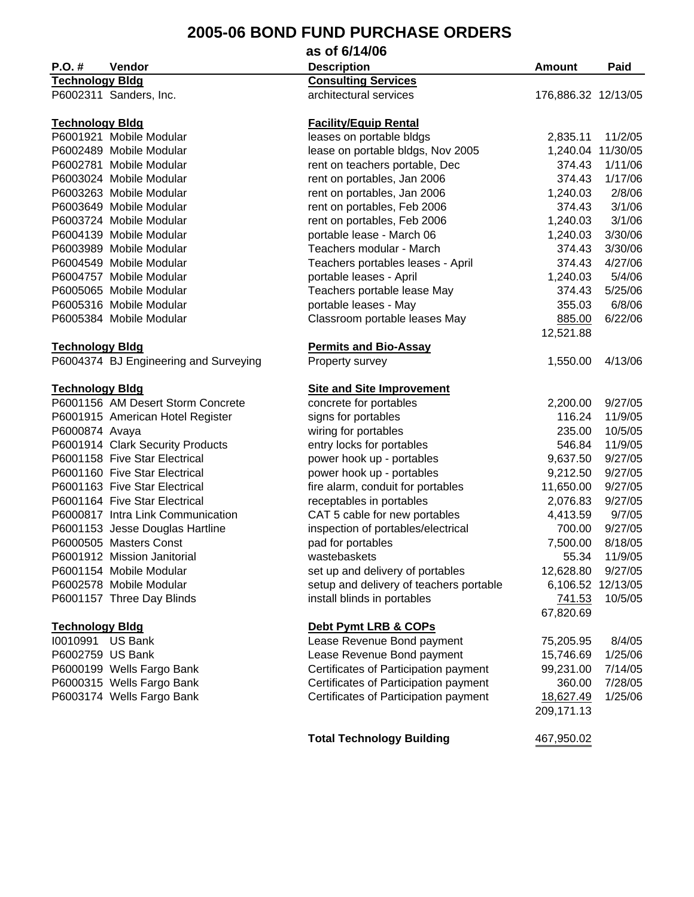# 2005-06 BOND FUND PURCHASE ORDERS

## as of 6/14/06

| P.O. # | Vendor | Description | Amount | Paid |
|---|---|---|---|---|
| **Technology Bldg** | | **Consulting Services** | | |
| P6002311 | Sanders, Inc. | architectural services | 176,886.32 | 12/13/05 |
| | | | | |
| **Technology Bldg** | | **Facility/Equip Rental** | | |
| P6001921 | Mobile Modular | leases on portable bldgs | 2,835.11 | 11/2/05 |
| P6002489 | Mobile Modular | lease on portable bldgs, Nov 2005 | 1,240.04 | 11/30/05 |
| P6002781 | Mobile Modular | rent on teachers portable, Dec | 374.43 | 1/11/06 |
| P6003024 | Mobile Modular | rent on portables, Jan 2006 | 374.43 | 1/17/06 |
| P6003263 | Mobile Modular | rent on portables, Jan 2006 | 1,240.03 | 2/8/06 |
| P6003649 | Mobile Modular | rent on portables, Feb 2006 | 374.43 | 3/1/06 |
| P6003724 | Mobile Modular | rent on portables, Feb 2006 | 1,240.03 | 3/1/06 |
| P6004139 | Mobile Modular | portable lease - March 06 | 1,240.03 | 3/30/06 |
| P6003989 | Mobile Modular | Teachers modular - March | 374.43 | 3/30/06 |
| P6004549 | Mobile Modular | Teachers portables leases - April | 374.43 | 4/27/06 |
| P6004757 | Mobile Modular | portable leases - April | 1,240.03 | 5/4/06 |
| P6005065 | Mobile Modular | Teachers portable lease May | 374.43 | 5/25/06 |
| P6005316 | Mobile Modular | portable leases - May | 355.03 | 6/8/06 |
| P6005384 | Mobile Modular | Classroom portable leases May | 885.00 | 6/22/06 |
| | | | 12,521.88 | |
| **Technology Bldg** | | **Permits and Bio-Assay** | | |
| P6004374 | BJ Engineering and Surveying | Property survey | 1,550.00 | 4/13/06 |
| | | | | |
| **Technology Bldg** | | **Site and Site Improvement** | | |
| P6001156 | AM Desert Storm Concrete | concrete for portables | 2,200.00 | 9/27/05 |
| P6001915 | American Hotel Register | signs for portables | 116.24 | 11/9/05 |
| P6000874 | Avaya | wiring for portables | 235.00 | 10/5/05 |
| P6001914 | Clark Security Products | entry locks for portables | 546.84 | 11/9/05 |
| P6001158 | Five Star Electrical | power hook up - portables | 9,637.50 | 9/27/05 |
| P6001160 | Five Star Electrical | power hook up - portables | 9,212.50 | 9/27/05 |
| P6001163 | Five Star Electrical | fire alarm, conduit for portables | 11,650.00 | 9/27/05 |
| P6001164 | Five Star Electrical | receptables in portables | 2,076.83 | 9/27/05 |
| P6000817 | Intra Link Communication | CAT 5 cable for new portables | 4,413.59 | 9/7/05 |
| P6001153 | Jesse Douglas Hartline | inspection of portables/electrical | 700.00 | 9/27/05 |
| P6000505 | Masters Const | pad for portables | 7,500.00 | 8/18/05 |
| P6001912 | Mission Janitorial | wastebaskets | 55.34 | 11/9/05 |
| P6001154 | Mobile Modular | set up and delivery of portables | 12,628.80 | 9/27/05 |
| P6002578 | Mobile Modular | setup and delivery of teachers portable | 6,106.52 | 12/13/05 |
| P6001157 | Three Day Blinds | install blinds in portables | 741.53 | 10/5/05 |
| | | | 67,820.69 | |
| **Technology Bldg** | | **Debt Pymt LRB & COPs** | | |
| I0010991 | US Bank | Lease Revenue Bond payment | 75,205.95 | 8/4/05 |
| P6002759 | US Bank | Lease Revenue Bond payment | 15,746.69 | 1/25/06 |
| P6000199 | Wells Fargo Bank | Certificates of Participation payment | 99,231.00 | 7/14/05 |
| P6000315 | Wells Fargo Bank | Certificates of Participation payment | 360.00 | 7/28/05 |
| P6003174 | Wells Fargo Bank | Certificates of Participation payment | 18,627.49 | 1/25/06 |
| | | | 209,171.13 | |
| | | | | |
| | | **Total Technology Building** | 467,950.02 | |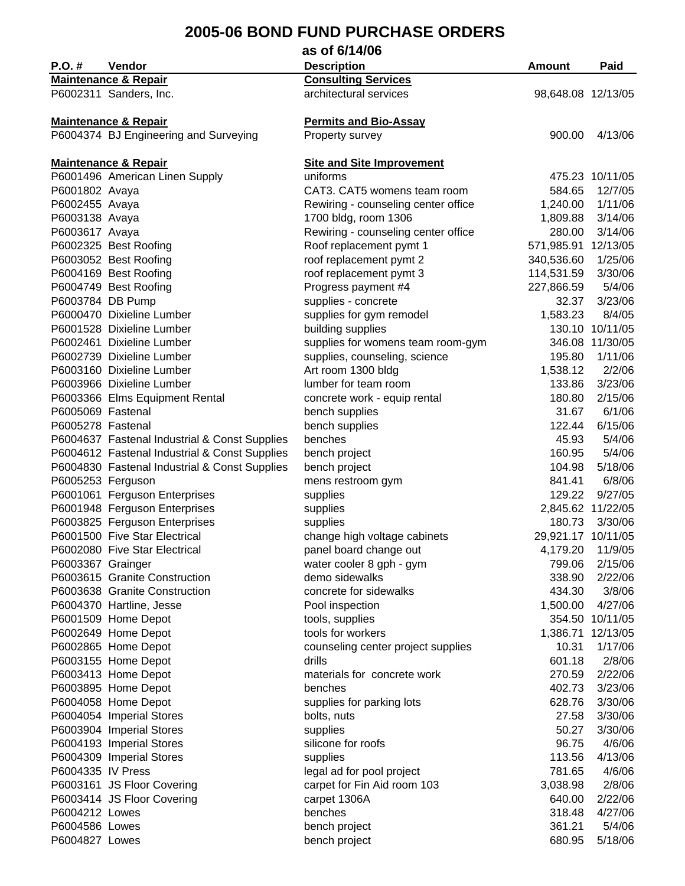# 2005-06 BOND FUND PURCHASE ORDERS

## as of 6/14/06

| P.O. # | Vendor | Description | Amount | Paid |
|---|---|---|---|---|
| **Maintenance & Repair** | | **Consulting Services** | | |
| P6002311 | Sanders, Inc. | architectural services | 98,648.08 | 12/13/05 |
| | | | | |
| **Maintenance & Repair** | | **Permits and Bio-Assay** | | |
| P6004374 | BJ Engineering and Surveying | Property survey | 900.00 | 4/13/06 |
| | | | | |
| **Maintenance & Repair** | | **Site and Site Improvement** | | |
| P6001496 | American Linen Supply | uniforms | 475.23 | 10/11/05 |
| P6001802 | Avaya | CAT3. CAT5 womens team room | 584.65 | 12/7/05 |
| P6002455 | Avaya | Rewiring - counseling center office | 1,240.00 | 1/11/06 |
| P6003138 | Avaya | 1700 bldg, room 1306 | 1,809.88 | 3/14/06 |
| P6003617 | Avaya | Rewiring - counseling center office | 280.00 | 3/14/06 |
| P6002325 | Best Roofing | Roof replacement pymt 1 | 571,985.91 | 12/13/05 |
| P6003052 | Best Roofing | roof replacement pymt 2 | 340,536.60 | 1/25/06 |
| P6004169 | Best Roofing | roof replacement pymt 3 | 114,531.59 | 3/30/06 |
| P6004749 | Best Roofing | Progress payment #4 | 227,866.59 | 5/4/06 |
| P6003784 | DB Pump | supplies - concrete | 32.37 | 3/23/06 |
| P6000470 | Dixieline Lumber | supplies for gym remodel | 1,583.23 | 8/4/05 |
| P6001528 | Dixieline Lumber | building supplies | 130.10 | 10/11/05 |
| P6002461 | Dixieline Lumber | supplies for womens team room-gym | 346.08 | 11/30/05 |
| P6002739 | Dixieline Lumber | supplies, counseling, science | 195.80 | 1/11/06 |
| P6003160 | Dixieline Lumber | Art room 1300 bldg | 1,538.12 | 2/2/06 |
| P6003966 | Dixieline Lumber | lumber for team room | 133.86 | 3/23/06 |
| P6003366 | Elms Equipment Rental | concrete work - equip rental | 180.80 | 2/15/06 |
| P6005069 | Fastenal | bench supplies | 31.67 | 6/1/06 |
| P6005278 | Fastenal | bench supplies | 122.44 | 6/15/06 |
| P6004637 | Fastenal Industrial & Const Supplies | benches | 45.93 | 5/4/06 |
| P6004612 | Fastenal Industrial & Const Supplies | bench project | 160.95 | 5/4/06 |
| P6004830 | Fastenal Industrial & Const Supplies | bench project | 104.98 | 5/18/06 |
| P6005253 | Ferguson | mens restroom gym | 841.41 | 6/8/06 |
| P6001061 | Ferguson Enterprises | supplies | 129.22 | 9/27/05 |
| P6001948 | Ferguson Enterprises | supplies | 2,845.62 | 11/22/05 |
| P6003825 | Ferguson Enterprises | supplies | 180.73 | 3/30/06 |
| P6001500 | Five Star Electrical | change high voltage cabinets | 29,921.17 | 10/11/05 |
| P6002080 | Five Star Electrical | panel board change out | 4,179.20 | 11/9/05 |
| P6003367 | Grainger | water cooler 8 gph - gym | 799.06 | 2/15/06 |
| P6003615 | Granite Construction | demo sidewalks | 338.90 | 2/22/06 |
| P6003638 | Granite Construction | concrete for sidewalks | 434.30 | 3/8/06 |
| P6004370 | Hartline, Jesse | Pool inspection | 1,500.00 | 4/27/06 |
| P6001509 | Home Depot | tools, supplies | 354.50 | 10/11/05 |
| P6002649 | Home Depot | tools for workers | 1,386.71 | 12/13/05 |
| P6002865 | Home Depot | counseling center project supplies | 10.31 | 1/17/06 |
| P6003155 | Home Depot | drills | 601.18 | 2/8/06 |
| P6003413 | Home Depot | materials for concrete work | 270.59 | 2/22/06 |
| P6003895 | Home Depot | benches | 402.73 | 3/23/06 |
| P6004058 | Home Depot | supplies for parking lots | 628.76 | 3/30/06 |
| P6004054 | Imperial Stores | bolts, nuts | 27.58 | 3/30/06 |
| P6003904 | Imperial Stores | supplies | 50.27 | 3/30/06 |
| P6004193 | Imperial Stores | silicone for roofs | 96.75 | 4/6/06 |
| P6004309 | Imperial Stores | supplies | 113.56 | 4/13/06 |
| P6004335 | IV Press | legal ad for pool project | 781.65 | 4/6/06 |
| P6003161 | JS Floor Covering | carpet for Fin Aid room 103 | 3,038.98 | 2/8/06 |
| P6003414 | JS Floor Covering | carpet 1306A | 640.00 | 2/22/06 |
| P6004212 | Lowes | benches | 318.48 | 4/27/06 |
| P6004586 | Lowes | bench project | 361.21 | 5/4/06 |
| P6004827 | Lowes | bench project | 680.95 | 5/18/06 |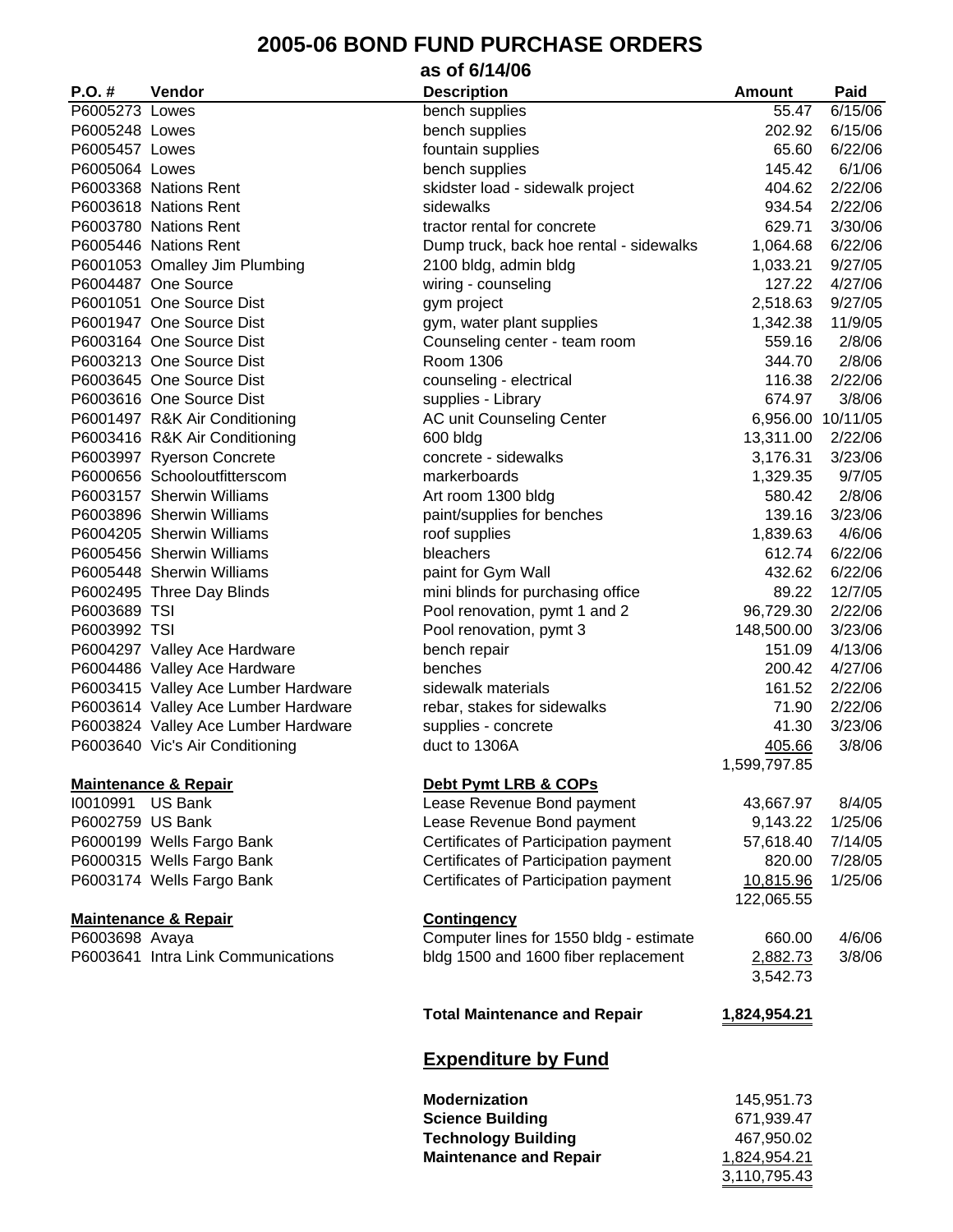# 2005-06 BOND FUND PURCHASE ORDERS

**as of 6/14/06**

| P.O. # | Vendor | Description | Amount | Paid |
|---|---|---|---|---|
| P6005273 | Lowes | bench supplies | 55.47 | 6/15/06 |
| P6005248 | Lowes | bench supplies | 202.92 | 6/15/06 |
| P6005457 | Lowes | fountain supplies | 65.60 | 6/22/06 |
| P6005064 | Lowes | bench supplies | 145.42 | 6/1/06 |
| P6003368 | Nations Rent | skidster load - sidewalk project | 404.62 | 2/22/06 |
| P6003618 | Nations Rent | sidewalks | 934.54 | 2/22/06 |
| P6003780 | Nations Rent | tractor rental for concrete | 629.71 | 3/30/06 |
| P6005446 | Nations Rent | Dump truck, back hoe rental - sidewalks | 1,064.68 | 6/22/06 |
| P6001053 | Omalley Jim Plumbing | 2100 bldg, admin bldg | 1,033.21 | 9/27/05 |
| P6004487 | One Source | wiring - counseling | 127.22 | 4/27/06 |
| P6001051 | One Source Dist | gym project | 2,518.63 | 9/27/05 |
| P6001947 | One Source Dist | gym, water plant supplies | 1,342.38 | 11/9/05 |
| P6003164 | One Source Dist | Counseling center - team room | 559.16 | 2/8/06 |
| P6003213 | One Source Dist | Room 1306 | 344.70 | 2/8/06 |
| P6003645 | One Source Dist | counseling - electrical | 116.38 | 2/22/06 |
| P6003616 | One Source Dist | supplies - Library | 674.97 | 3/8/06 |
| P6001497 | R&K Air Conditioning | AC unit Counseling Center | 6,956.00 | 10/11/05 |
| P6003416 | R&K Air Conditioning | 600 bldg | 13,311.00 | 2/22/06 |
| P6003997 | Ryerson Concrete | concrete - sidewalks | 3,176.31 | 3/23/06 |
| P6000656 | Schooloutfitterscom | markerboards | 1,329.35 | 9/7/05 |
| P6003157 | Sherwin Williams | Art room 1300 bldg | 580.42 | 2/8/06 |
| P6003896 | Sherwin Williams | paint/supplies for benches | 139.16 | 3/23/06 |
| P6004205 | Sherwin Williams | roof supplies | 1,839.63 | 4/6/06 |
| P6005456 | Sherwin Williams | bleachers | 612.74 | 6/22/06 |
| P6005448 | Sherwin Williams | paint for Gym Wall | 432.62 | 6/22/06 |
| P6002495 | Three Day Blinds | mini blinds for purchasing office | 89.22 | 12/7/05 |
| P6003689 | TSI | Pool renovation, pymt 1 and 2 | 96,729.30 | 2/22/06 |
| P6003992 | TSI | Pool renovation, pymt 3 | 148,500.00 | 3/23/06 |
| P6004297 | Valley Ace Hardware | bench repair | 151.09 | 4/13/06 |
| P6004486 | Valley Ace Hardware | benches | 200.42 | 4/27/06 |
| P6003415 | Valley Ace Lumber Hardware | sidewalk materials | 161.52 | 2/22/06 |
| P6003614 | Valley Ace Lumber Hardware | rebar, stakes for sidewalks | 71.90 | 2/22/06 |
| P6003824 | Valley Ace Lumber Hardware | supplies - concrete | 41.30 | 3/23/06 |
| P6003640 | Vic's Air Conditioning | duct to 1306A | 405.66 | 3/8/06 |
| | | | 1,599,797.85 | |
| **Maintenance & Repair** | | **Debt Pymt LRB & COPs** | | |
| I0010991 | US Bank | Lease Revenue Bond payment | 43,667.97 | 8/4/05 |
| P6002759 | US Bank | Lease Revenue Bond payment | 9,143.22 | 1/25/06 |
| P6000199 | Wells Fargo Bank | Certificates of Participation payment | 57,618.40 | 7/14/05 |
| P6000315 | Wells Fargo Bank | Certificates of Participation payment | 820.00 | 7/28/05 |
| P6003174 | Wells Fargo Bank | Certificates of Participation payment | 10,815.96 | 1/25/06 |
| | | | 122,065.55 | |
| **Maintenance & Repair** | | **Contingency** | | |
| P6003698 | Avaya | Computer lines for 1550 bldg - estimate | 660.00 | 4/6/06 |
| P6003641 | Intra Link Communications | bldg 1500 and 1600 fiber replacement | 2,882.73 | 3/8/06 |
| | | | 3,542.73 | |
| | | **Total Maintenance and Repair** | **1,824,954.21** | |

## Expenditure by Fund

| | |
|---|---|
| **Modernization** | 145,951.73 |
| **Science Building** | 671,939.47 |
| **Technology Building** | 467,950.02 |
| **Maintenance and Repair** | 1,824,954.21 |
| | 3,110,795.43 |